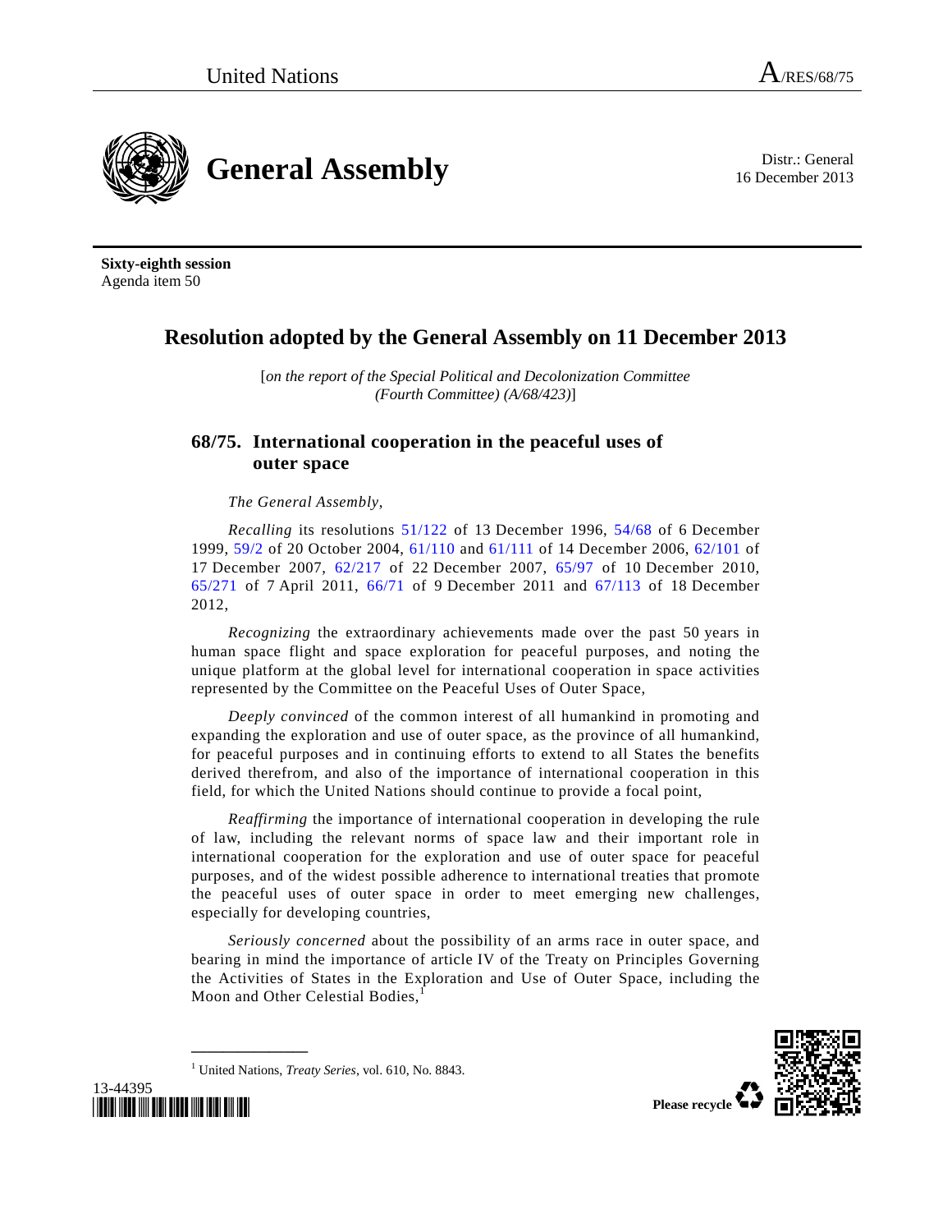United Nations A/RES/68/75

# General Assembly

Distr.: General
16 December 2013

**Sixty-eighth session**
Agenda item 50

## Resolution adopted by the General Assembly on 11 December 2013

[*on the report of the Special Political and Decolonization Committee (Fourth Committee) (A/68/423)*]

### 68/75. International cooperation in the peaceful uses of outer space

*The General Assembly*,

*Recalling* its resolutions 51/122 of 13 December 1996, 54/68 of 6 December 1999, 59/2 of 20 October 2004, 61/110 and 61/111 of 14 December 2006, 62/101 of 17 December 2007, 62/217 of 22 December 2007, 65/97 of 10 December 2010, 65/271 of 7 April 2011, 66/71 of 9 December 2011 and 67/113 of 18 December 2012,

*Recognizing* the extraordinary achievements made over the past 50 years in human space flight and space exploration for peaceful purposes, and noting the unique platform at the global level for international cooperation in space activities represented by the Committee on the Peaceful Uses of Outer Space,

*Deeply convinced* of the common interest of all humankind in promoting and expanding the exploration and use of outer space, as the province of all humankind, for peaceful purposes and in continuing efforts to extend to all States the benefits derived therefrom, and also of the importance of international cooperation in this field, for which the United Nations should continue to provide a focal point,

*Reaffirming* the importance of international cooperation in developing the rule of law, including the relevant norms of space law and their important role in international cooperation for the exploration and use of outer space for peaceful purposes, and of the widest possible adherence to international treaties that promote the peaceful uses of outer space in order to meet emerging new challenges, especially for developing countries,

*Seriously concerned* about the possibility of an arms race in outer space, and bearing in mind the importance of article IV of the Treaty on Principles Governing the Activities of States in the Exploration and Use of Outer Space, including the Moon and Other Celestial Bodies,[1]

[1] United Nations, *Treaty Series*, vol. 610, No. 8843.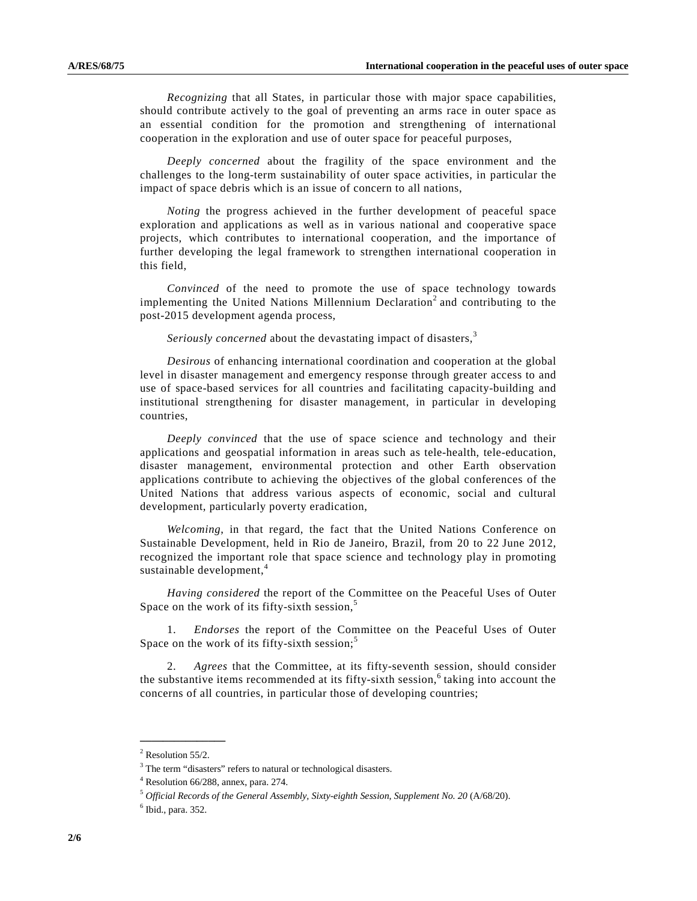*Recognizing* that all States, in particular those with major space capabilities, should contribute actively to the goal of preventing an arms race in outer space as an essential condition for the promotion and strengthening of international cooperation in the exploration and use of outer space for peaceful purposes,

*Deeply concerned* about the fragility of the space environment and the challenges to the long-term sustainability of outer space activities, in particular the impact of space debris which is an issue of concern to all nations,

*Noting* the progress achieved in the further development of peaceful space exploration and applications as well as in various national and cooperative space projects, which contributes to international cooperation, and the importance of further developing the legal framework to strengthen international cooperation in this field,

*Convinced* of the need to promote the use of space technology towards implementing the United Nations Millennium Declaration[2] and contributing to the post-2015 development agenda process,

*Seriously concerned* about the devastating impact of disasters,[3]

*Desirous* of enhancing international coordination and cooperation at the global level in disaster management and emergency response through greater access to and use of space-based services for all countries and facilitating capacity-building and institutional strengthening for disaster management, in particular in developing countries,

*Deeply convinced* that the use of space science and technology and their applications and geospatial information in areas such as tele-health, tele-education, disaster management, environmental protection and other Earth observation applications contribute to achieving the objectives of the global conferences of the United Nations that address various aspects of economic, social and cultural development, particularly poverty eradication,

*Welcoming*, in that regard, the fact that the United Nations Conference on Sustainable Development, held in Rio de Janeiro, Brazil, from 20 to 22 June 2012, recognized the important role that space science and technology play in promoting sustainable development,[4]

*Having considered* the report of the Committee on the Peaceful Uses of Outer Space on the work of its fifty-sixth session,[5]

1. *Endorses* the report of the Committee on the Peaceful Uses of Outer Space on the work of its fifty-sixth session;[5]

2. *Agrees* that the Committee, at its fifty-seventh session, should consider the substantive items recommended at its fifty-sixth session,[6] taking into account the concerns of all countries, in particular those of developing countries;

---

[2] Resolution 55/2.

[3] The term "disasters" refers to natural or technological disasters.

[4] Resolution 66/288, annex, para. 274.

[5] *Official Records of the General Assembly, Sixty-eighth Session, Supplement No. 20* (A/68/20).

[6] Ibid., para. 352.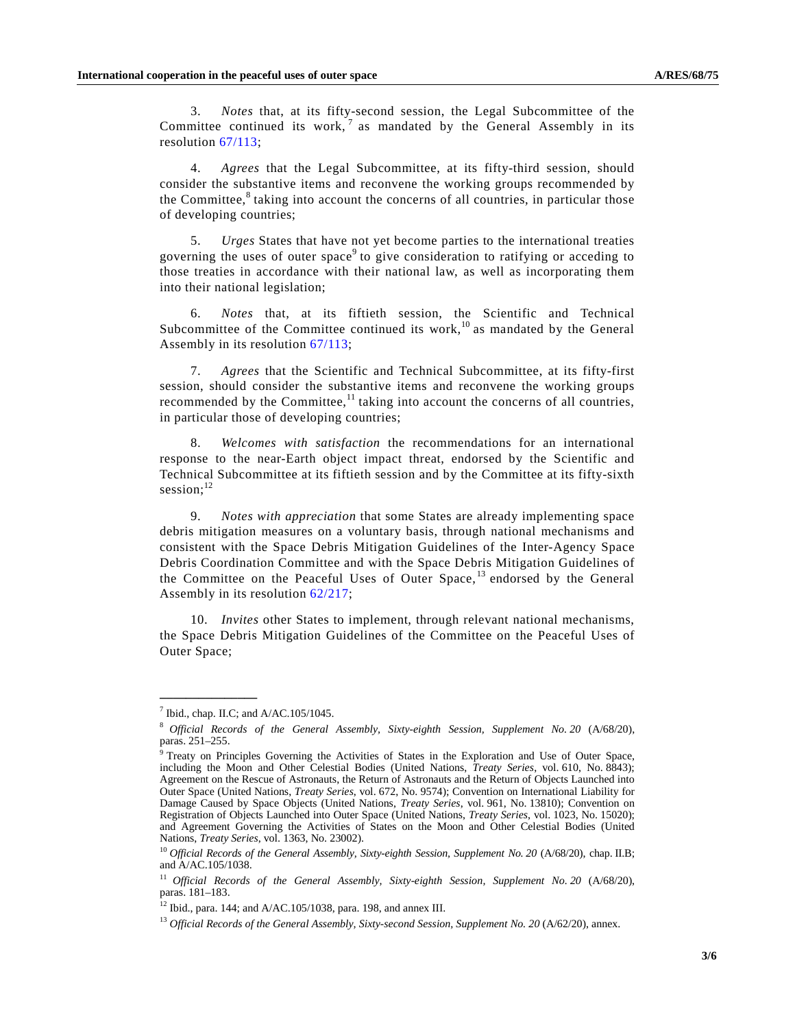3. *Notes* that, at its fifty-second session, the Legal Subcommittee of the Committee continued its work,[7] as mandated by the General Assembly in its resolution 67/113;

4. *Agrees* that the Legal Subcommittee, at its fifty-third session, should consider the substantive items and reconvene the working groups recommended by the Committee,[8] taking into account the concerns of all countries, in particular those of developing countries;

5. *Urges* States that have not yet become parties to the international treaties governing the uses of outer space[9] to give consideration to ratifying or acceding to those treaties in accordance with their national law, as well as incorporating them into their national legislation;

6. *Notes* that, at its fiftieth session, the Scientific and Technical Subcommittee of the Committee continued its work,[10] as mandated by the General Assembly in its resolution 67/113;

7. *Agrees* that the Scientific and Technical Subcommittee, at its fifty-first session, should consider the substantive items and reconvene the working groups recommended by the Committee,[11] taking into account the concerns of all countries, in particular those of developing countries;

8. *Welcomes with satisfaction* the recommendations for an international response to the near-Earth object impact threat, endorsed by the Scientific and Technical Subcommittee at its fiftieth session and by the Committee at its fifty-sixth session;[12]

9. *Notes with appreciation* that some States are already implementing space debris mitigation measures on a voluntary basis, through national mechanisms and consistent with the Space Debris Mitigation Guidelines of the Inter-Agency Space Debris Coordination Committee and with the Space Debris Mitigation Guidelines of the Committee on the Peaceful Uses of Outer Space,[13] endorsed by the General Assembly in its resolution 62/217;

10. *Invites* other States to implement, through relevant national mechanisms, the Space Debris Mitigation Guidelines of the Committee on the Peaceful Uses of Outer Space;

---

[7] Ibid., chap. II.C; and A/AC.105/1045.

[8] *Official Records of the General Assembly, Sixty-eighth Session, Supplement No. 20* (A/68/20), paras. 251–255.

[9] Treaty on Principles Governing the Activities of States in the Exploration and Use of Outer Space, including the Moon and Other Celestial Bodies (United Nations, *Treaty Series*, vol. 610, No. 8843); Agreement on the Rescue of Astronauts, the Return of Astronauts and the Return of Objects Launched into Outer Space (United Nations, *Treaty Series*, vol. 672, No. 9574); Convention on International Liability for Damage Caused by Space Objects (United Nations, *Treaty Series*, vol. 961, No. 13810); Convention on Registration of Objects Launched into Outer Space (United Nations, *Treaty Series*, vol. 1023, No. 15020); and Agreement Governing the Activities of States on the Moon and Other Celestial Bodies (United Nations, *Treaty Series*, vol. 1363, No. 23002).

[10] *Official Records of the General Assembly, Sixty-eighth Session, Supplement No. 20* (A/68/20), chap. II.B; and A/AC.105/1038.

[11] *Official Records of the General Assembly, Sixty-eighth Session, Supplement No. 20* (A/68/20), paras. 181–183.

[12] Ibid., para. 144; and A/AC.105/1038, para. 198, and annex III.

[13] *Official Records of the General Assembly, Sixty-second Session, Supplement No. 20* (A/62/20), annex.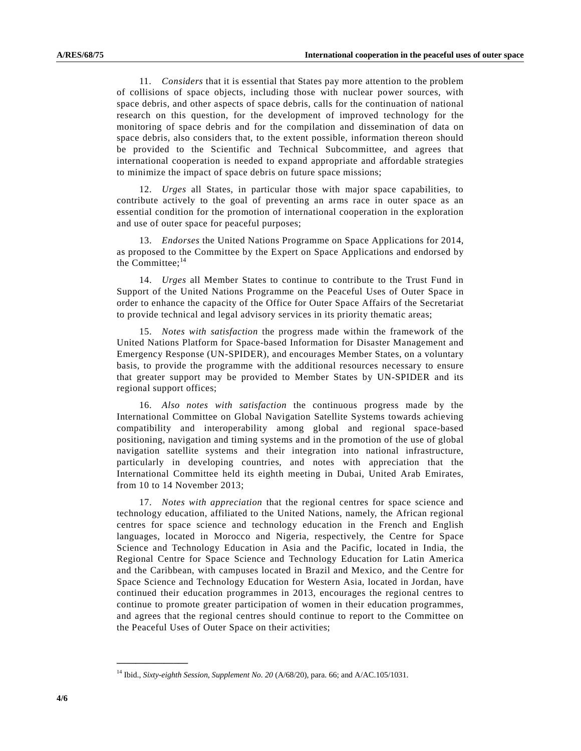11. *Considers* that it is essential that States pay more attention to the problem of collisions of space objects, including those with nuclear power sources, with space debris, and other aspects of space debris, calls for the continuation of national research on this question, for the development of improved technology for the monitoring of space debris and for the compilation and dissemination of data on space debris, also considers that, to the extent possible, information thereon should be provided to the Scientific and Technical Subcommittee, and agrees that international cooperation is needed to expand appropriate and affordable strategies to minimize the impact of space debris on future space missions;

12. *Urges* all States, in particular those with major space capabilities, to contribute actively to the goal of preventing an arms race in outer space as an essential condition for the promotion of international cooperation in the exploration and use of outer space for peaceful purposes;

13. *Endorses* the United Nations Programme on Space Applications for 2014, as proposed to the Committee by the Expert on Space Applications and endorsed by the Committee;[14]

14. *Urges* all Member States to continue to contribute to the Trust Fund in Support of the United Nations Programme on the Peaceful Uses of Outer Space in order to enhance the capacity of the Office for Outer Space Affairs of the Secretariat to provide technical and legal advisory services in its priority thematic areas;

15. *Notes with satisfaction* the progress made within the framework of the United Nations Platform for Space-based Information for Disaster Management and Emergency Response (UN-SPIDER), and encourages Member States, on a voluntary basis, to provide the programme with the additional resources necessary to ensure that greater support may be provided to Member States by UN-SPIDER and its regional support offices;

16. *Also notes with satisfaction* the continuous progress made by the International Committee on Global Navigation Satellite Systems towards achieving compatibility and interoperability among global and regional space-based positioning, navigation and timing systems and in the promotion of the use of global navigation satellite systems and their integration into national infrastructure, particularly in developing countries, and notes with appreciation that the International Committee held its eighth meeting in Dubai, United Arab Emirates, from 10 to 14 November 2013;

17. *Notes with appreciation* that the regional centres for space science and technology education, affiliated to the United Nations, namely, the African regional centres for space science and technology education in the French and English languages, located in Morocco and Nigeria, respectively, the Centre for Space Science and Technology Education in Asia and the Pacific, located in India, the Regional Centre for Space Science and Technology Education for Latin America and the Caribbean, with campuses located in Brazil and Mexico, and the Centre for Space Science and Technology Education for Western Asia, located in Jordan, have continued their education programmes in 2013, encourages the regional centres to continue to promote greater participation of women in their education programmes, and agrees that the regional centres should continue to report to the Committee on the Peaceful Uses of Outer Space on their activities;

---

[14] Ibid., *Sixty-eighth Session, Supplement No. 20* (A/68/20), para. 66; and A/AC.105/1031.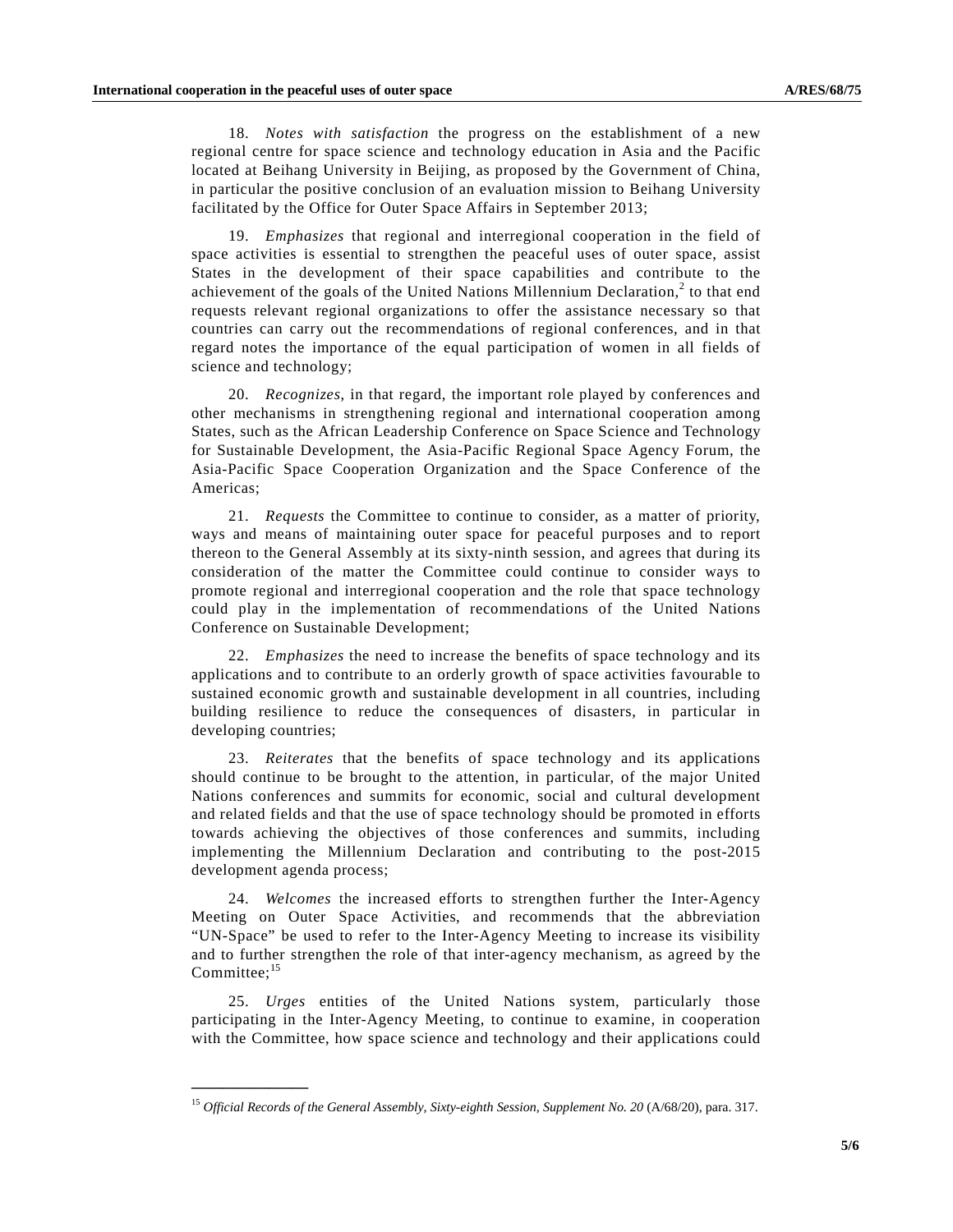18. *Notes with satisfaction* the progress on the establishment of a new regional centre for space science and technology education in Asia and the Pacific located at Beihang University in Beijing, as proposed by the Government of China, in particular the positive conclusion of an evaluation mission to Beihang University facilitated by the Office for Outer Space Affairs in September 2013;

19. *Emphasizes* that regional and interregional cooperation in the field of space activities is essential to strengthen the peaceful uses of outer space, assist States in the development of their space capabilities and contribute to the achievement of the goals of the United Nations Millennium Declaration,[2] to that end requests relevant regional organizations to offer the assistance necessary so that countries can carry out the recommendations of regional conferences, and in that regard notes the importance of the equal participation of women in all fields of science and technology;

20. *Recognizes*, in that regard, the important role played by conferences and other mechanisms in strengthening regional and international cooperation among States, such as the African Leadership Conference on Space Science and Technology for Sustainable Development, the Asia-Pacific Regional Space Agency Forum, the Asia-Pacific Space Cooperation Organization and the Space Conference of the Americas;

21. *Requests* the Committee to continue to consider, as a matter of priority, ways and means of maintaining outer space for peaceful purposes and to report thereon to the General Assembly at its sixty-ninth session, and agrees that during its consideration of the matter the Committee could continue to consider ways to promote regional and interregional cooperation and the role that space technology could play in the implementation of recommendations of the United Nations Conference on Sustainable Development;

22. *Emphasizes* the need to increase the benefits of space technology and its applications and to contribute to an orderly growth of space activities favourable to sustained economic growth and sustainable development in all countries, including building resilience to reduce the consequences of disasters, in particular in developing countries;

23. *Reiterates* that the benefits of space technology and its applications should continue to be brought to the attention, in particular, of the major United Nations conferences and summits for economic, social and cultural development and related fields and that the use of space technology should be promoted in efforts towards achieving the objectives of those conferences and summits, including implementing the Millennium Declaration and contributing to the post-2015 development agenda process;

24. *Welcomes* the increased efforts to strengthen further the Inter-Agency Meeting on Outer Space Activities, and recommends that the abbreviation "UN-Space" be used to refer to the Inter-Agency Meeting to increase its visibility and to further strengthen the role of that inter-agency mechanism, as agreed by the Committee;[15]

25. *Urges* entities of the United Nations system, particularly those participating in the Inter-Agency Meeting, to continue to examine, in cooperation with the Committee, how space science and technology and their applications could

---

[15] *Official Records of the General Assembly, Sixty-eighth Session, Supplement No. 20* (A/68/20), para. 317.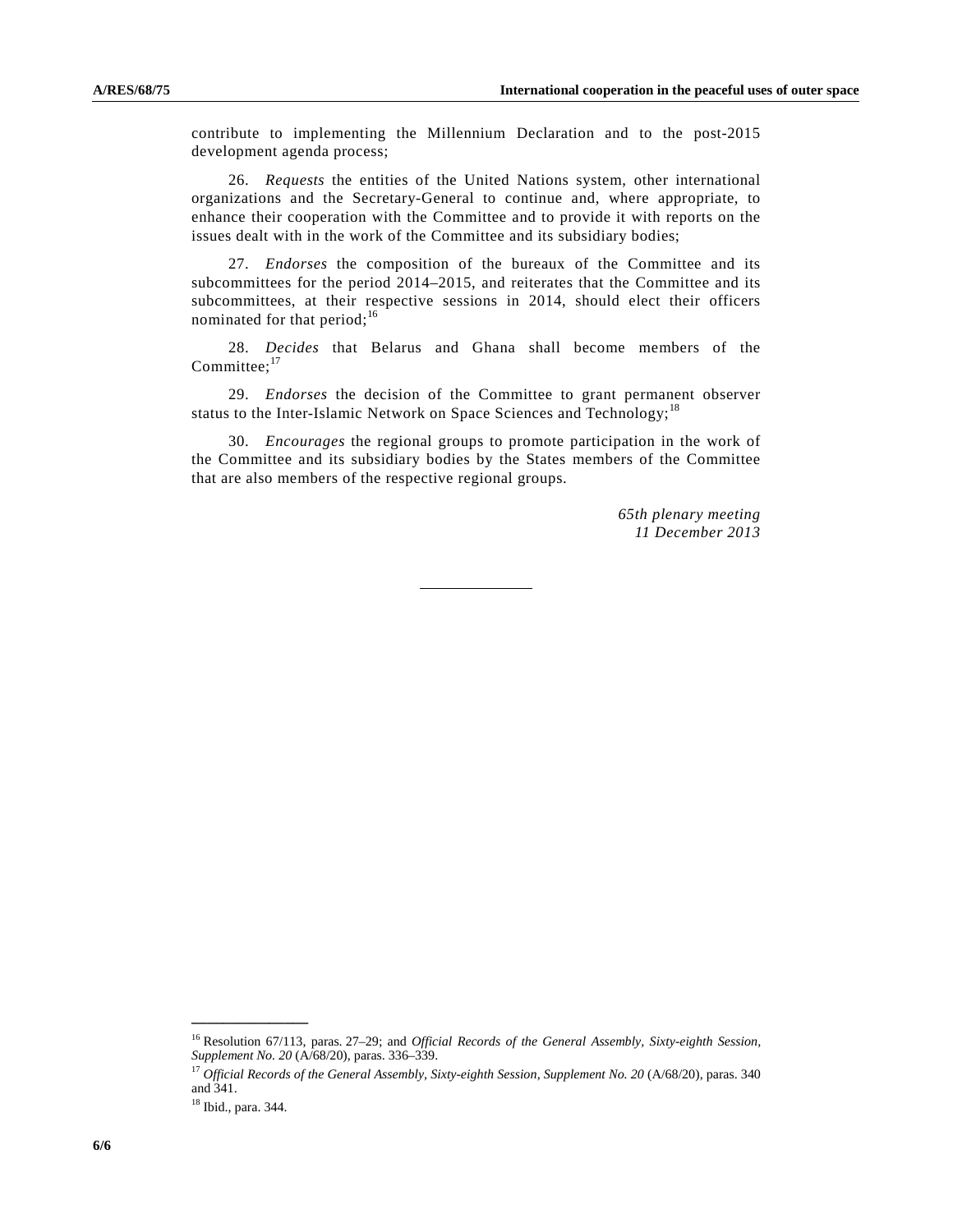contribute to implementing the Millennium Declaration and to the post-2015 development agenda process;

26. *Requests* the entities of the United Nations system, other international organizations and the Secretary-General to continue and, where appropriate, to enhance their cooperation with the Committee and to provide it with reports on the issues dealt with in the work of the Committee and its subsidiary bodies;

27. *Endorses* the composition of the bureaux of the Committee and its subcommittees for the period 2014–2015, and reiterates that the Committee and its subcommittees, at their respective sessions in 2014, should elect their officers nominated for that period;[16]

28. *Decides* that Belarus and Ghana shall become members of the Committee;[17]

29. *Endorses* the decision of the Committee to grant permanent observer status to the Inter-Islamic Network on Space Sciences and Technology;[18]

30. *Encourages* the regional groups to promote participation in the work of the Committee and its subsidiary bodies by the States members of the Committee that are also members of the respective regional groups.

*65th plenary meeting*
*11 December 2013*

---

[16] Resolution 67/113, paras. 27–29; and *Official Records of the General Assembly, Sixty-eighth Session, Supplement No. 20* (A/68/20), paras. 336–339.

[17] *Official Records of the General Assembly, Sixty-eighth Session, Supplement No. 20* (A/68/20), paras. 340 and 341.

[18] Ibid., para. 344.